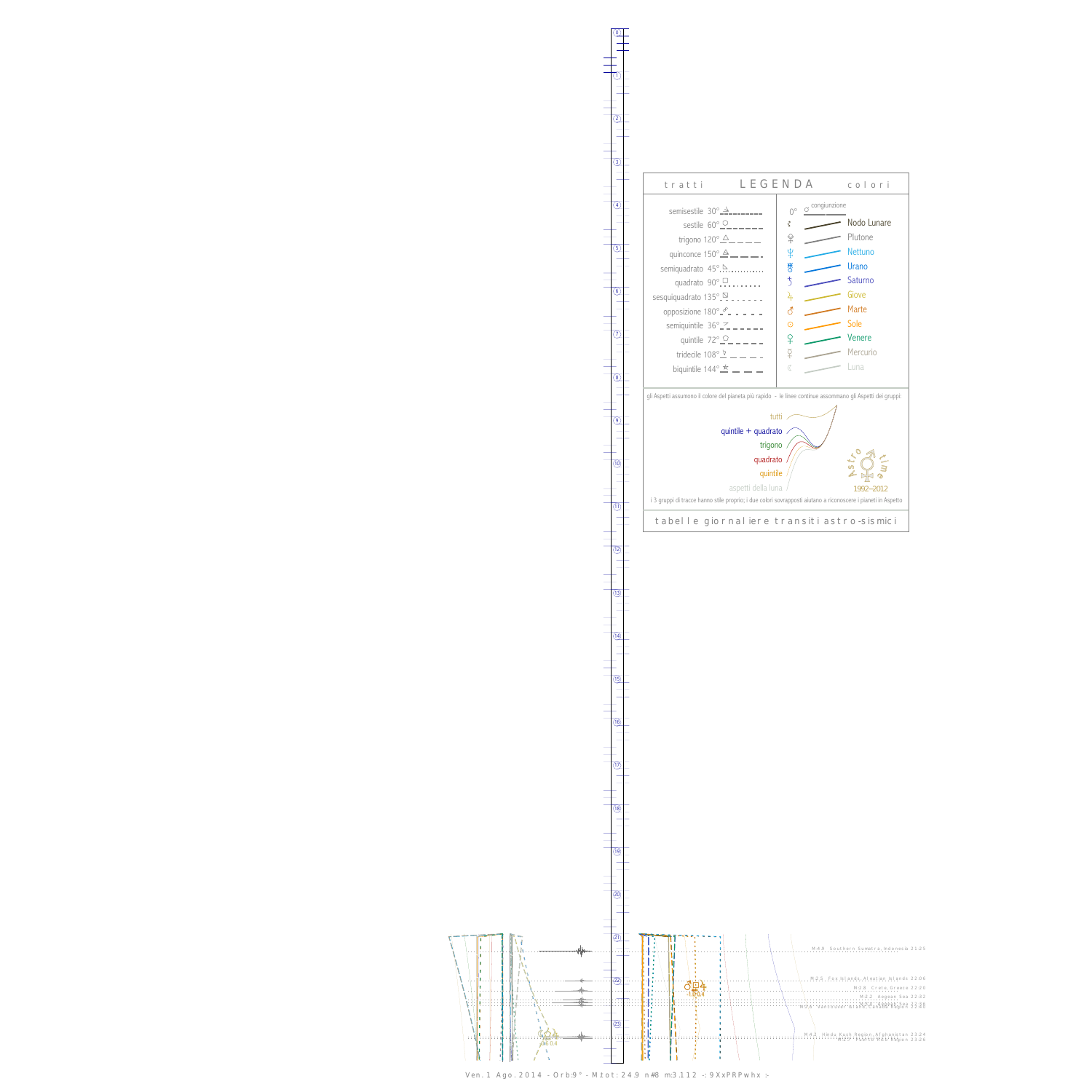# LEGENDA

**tratti**

- semisestile 30°
- sestile 60°
- trigono 120°
- quinconce 150°
- semiquadrato 45°
- quadrato 90°
- sesquiquadrato 135°
- opposizione 180°
- semiquintile 36°
- quintile 72°
- tridecile 108°
- biquintile 144°

**colori**

- 0° ☌ congiunzione
- ☊ Nodo Lunare
- ♇ Plutone
- ♆ Nettuno
- ♅ Urano
- ♄ Saturno
- ♃ Giove
- ♂ Marte
- ☉ Sole
- ♀ Venere
- ☿ Mercurio
- ☾ Luna

gli Aspetti assumono il colore del pianeta più rapido - le linee continue assommano gli Aspetti dei gruppi:

- tutti
- quintile + quadrato
- trigono
- quadrato
- quintile
- aspetti della luna

Astro time 1992–2012

i 3 gruppi di tracce hanno stile proprio; i due colori sovrapposti aiutano a riconoscere i pianeti in Aspetto

tabelle giornaliere transiti astro-sismici

M 4.9 Southern Sumatra, Indonesia 21:25

M 2.5 Fox Islands, Aleutian Islands 22:06

M 2.8 Creta, Greece 22:20

M 2.2 Aegean Sea 22:32

M 2.2 Aegean Sea 22:36

M 2.4 Vancouver Island, Canada Region 22:40

M 4.2 Hindu Kush Region, Afghanistan 23:24

M 2.2 Puerto Rico Region 23:26

Ven. 1 Ago. 2014 - Orb:9° - M.tot: 24.9 n#8 m:3.1 1.2 -: 9XxPRPwhx :-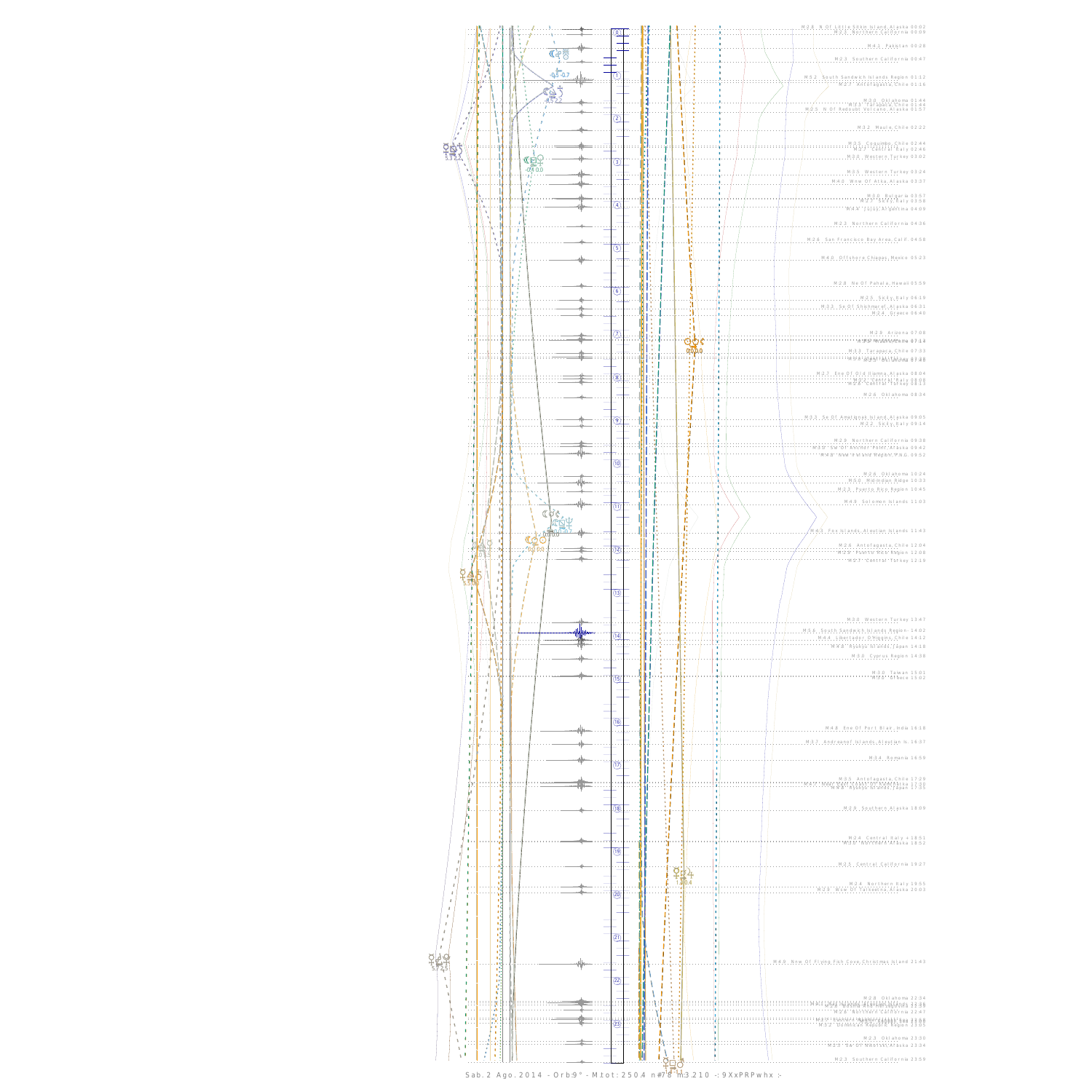M2.8 N Of Little Sitkin Island Alaska 00:02
M2.3 Northern California 00:09
M4.1 Pakistan 00:28
M2.3 Southern California 00:47
M3.2 South Sandwich Islands Region 01:12
M2.7 Antofagasta Chile 01:16
M3.0 Oklahoma 01:44
M3.1 Tarapaca Chile 01:44
M2.5 N Of Redoubt Volcano Alaska 01:57
M3.2 Maule Chile 02:22
M3.5 Coquimbo Chile 02:44
M2.1 Central Italy 02:46
M3.0 Western Turkey 03:02
M3.5 Western Turkey 03:24
M4.0 Wnw Of Atka Alaska 03:37
M3.0 Bulgaria 03:57
M2.1 Sicily Italy 03:58
M4.4 Jujuy Argentina 04:09
M2.3 Northern California 04:36
M2.6 San Francisco Bay Area Calif. 04:58
M4.0 Offshore Chiapas Mexico 05:23
M2.8 Ne Of Pahala Hawaii 05:59
M3.0 Sicily Italy 06:19
M3.3 Se Of Shishmaref Alaska 06:31
M3.4 Greece 06:40
M2.8 Arizona 07:08
M2.9 Western Turkey 07:14
M3.3 Tarapaca Chile 07:33
M3.0 Antofagasta Chile 07:48
M2.7 Ene Of Old Iliamna Alaska 08:04
M2.1 Central Italy 08:08
M2.6 Central Turkey 08:13
M2.8 Oklahoma 08:34
M3.3 Se Of Amatignak Island Alaska 09:05
M2.2 Sicily Italy 09:14
M2.9 Northern California 09:38
M3.0 Sw Of Anchor Point Alaska 09:42
M4.5 New Britain Region P.N.G. 09:52
M2.6 Oklahoma 10:24
M5.0 Mid-Indian Ridge 10:33
M2.3 Puerto Rico Region 10:45
M4.6 Solomon Islands 11:03
M4.1 Fox Islands Aleutian Islands 11:43
M2.8 Antofagasta Chile 12:04
M2.5 Puerto Rico Region 12:08
M2.7 Central Turkey 12:19
M3.0 Western Turkey 13:47
M5.5 South Sandwich Islands Region 14:02
M4.4 Libertador O'Higgins Chile 14:12
M4.4 Ryukyu Islands Japan 14:18
M3.0 Cyprus Region 14:38
M3.0 Taiwan 15:01
M2.1 Greece 15:02
M4.8 Ene Of Port Blair India 16:18
M3.7 Andreanof Islands Aleutian Is. 16:37
M3.4 Romania 16:59
M3.5 Antofagasta Chile 17:20
M4.6 Ryukyu Islands Japan 17:35
M3.9 Southern Alaska 18:09
M2.4 Central Italy 18:51
M2.5 Northern Alaska 18:52
M2.5 Central California 19:27
M2.4 Northern Italy 19:55
M2.9 Nne Of Talkeetna Alaska 20:03
M4.6 Nnw Of Flying Fish Cove Christmas Island 21:43
M2.8 Oklahoma 22:34
M2.6 Northern California 22:47
M3.2 Dominican Republic Region 23:05
M2.3 Oklahoma 23:30
M2.5 Se Of Nikolski Alaska 23:34
M2.3 Southern California 23:59

Sab. 2 Ago. 2014 - Orb:9° - M.tot: 250.4 n#78 m3.210 -: 9XxPRPwhx :-